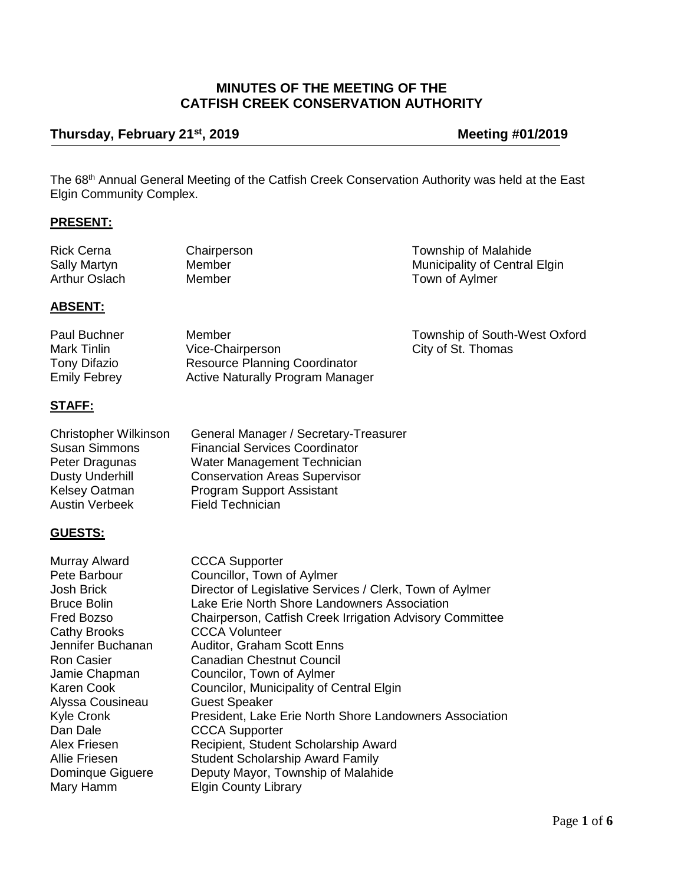**MINUTES OF THE MEETING OF THE CATFISH CREEK CONSERVATION AUTHORITY**

**Thursday, February 21st, 2019** **Meeting #01/2019**

The 68th Annual General Meeting of the Catfish Creek Conservation Authority was held at the East Elgin Community Complex.

**PRESENT:**

| | | |
|---|---|---|
| Rick Cerna | Chairperson | Township of Malahide |
| Sally Martyn | Member | Municipality of Central Elgin |
| Arthur Oslach | Member | Town of Aylmer |

**ABSENT:**

| | | |
|---|---|---|
| Paul Buchner | Member | Township of South-West Oxford |
| Mark Tinlin | Vice-Chairperson | City of St. Thomas |
| Tony Difazio | Resource Planning Coordinator | |
| Emily Febrey | Active Naturally Program Manager | |

**STAFF:**

| | |
|---|---|
| Christopher Wilkinson | General Manager / Secretary-Treasurer |
| Susan Simmons | Financial Services Coordinator |
| Peter Dragunas | Water Management Technician |
| Dusty Underhill | Conservation Areas Supervisor |
| Kelsey Oatman | Program Support Assistant |
| Austin Verbeek | Field Technician |

**GUESTS:**

| | |
|---|---|
| Murray Alward | CCCA Supporter |
| Pete Barbour | Councillor, Town of Aylmer |
| Josh Brick | Director of Legislative Services / Clerk, Town of Aylmer |
| Bruce Bolin | Lake Erie North Shore Landowners Association |
| Fred Bozso | Chairperson, Catfish Creek Irrigation Advisory Committee |
| Cathy Brooks | CCCA Volunteer |
| Jennifer Buchanan | Auditor, Graham Scott Enns |
| Ron Casier | Canadian Chestnut Council |
| Jamie Chapman | Councilor, Town of Aylmer |
| Karen Cook | Councilor, Municipality of Central Elgin |
| Alyssa Cousineau | Guest Speaker |
| Kyle Cronk | President, Lake Erie North Shore Landowners Association |
| Dan Dale | CCCA Supporter |
| Alex Friesen | Recipient, Student Scholarship Award |
| Allie Friesen | Student Scholarship Award Family |
| Dominque Giguere | Deputy Mayor, Township of Malahide |
| Mary Hamm | Elgin County Library |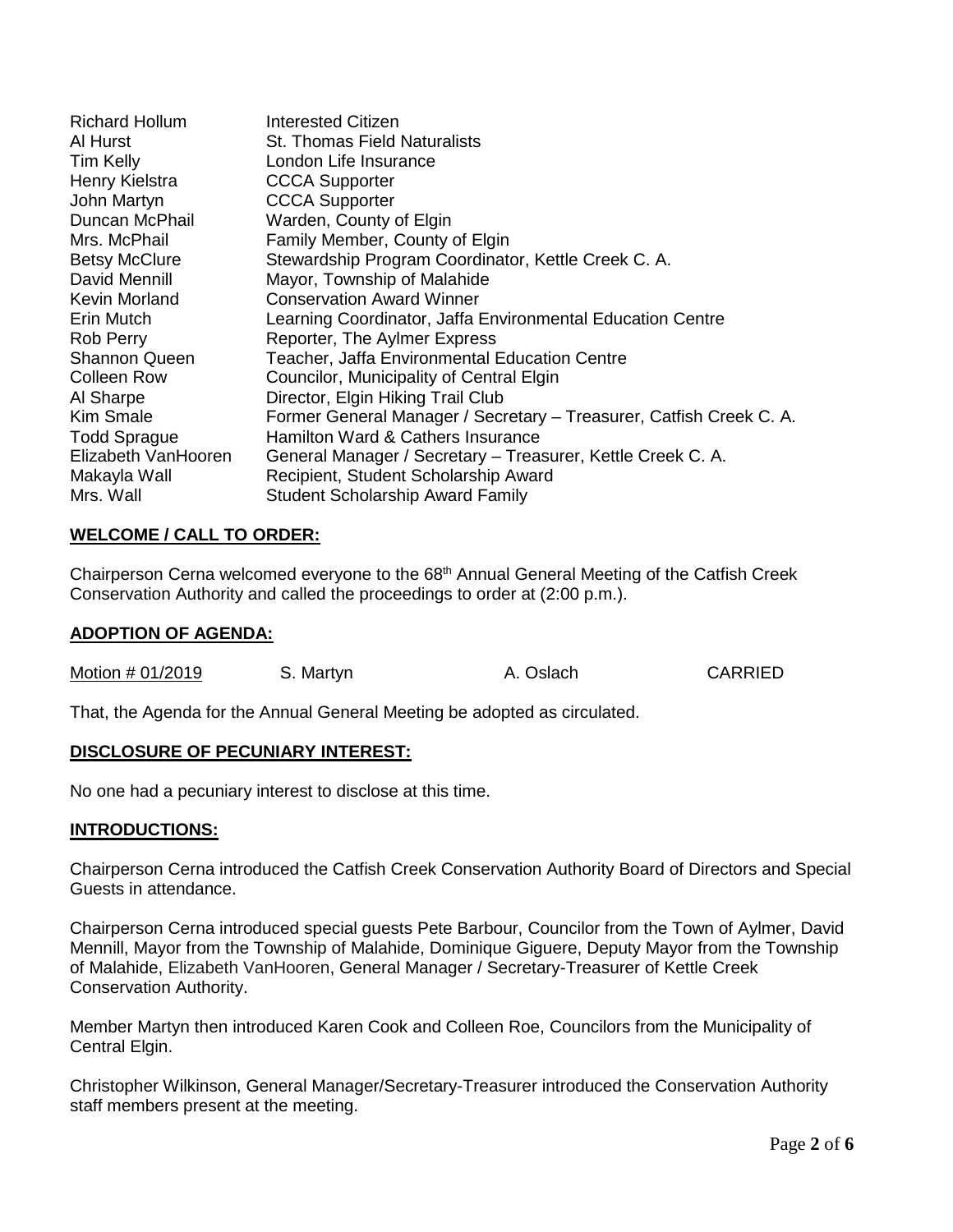| | |
|---|---|
| Richard Hollum | Interested Citizen |
| Al Hurst | St. Thomas Field Naturalists |
| Tim Kelly | London Life Insurance |
| Henry Kielstra | CCCA Supporter |
| John Martyn | CCCA Supporter |
| Duncan McPhail | Warden, County of Elgin |
| Mrs. McPhail | Family Member, County of Elgin |
| Betsy McClure | Stewardship Program Coordinator, Kettle Creek C. A. |
| David Mennill | Mayor, Township of Malahide |
| Kevin Morland | Conservation Award Winner |
| Erin Mutch | Learning Coordinator, Jaffa Environmental Education Centre |
| Rob Perry | Reporter, The Aylmer Express |
| Shannon Queen | Teacher, Jaffa Environmental Education Centre |
| Colleen Row | Councilor, Municipality of Central Elgin |
| Al Sharpe | Director, Elgin Hiking Trail Club |
| Kim Smale | Former General Manager / Secretary – Treasurer, Catfish Creek C. A. |
| Todd Sprague | Hamilton Ward & Cathers Insurance |
| Elizabeth VanHooren | General Manager / Secretary – Treasurer, Kettle Creek C. A. |
| Makayla Wall | Recipient, Student Scholarship Award |
| Mrs. Wall | Student Scholarship Award Family |

**WELCOME / CALL TO ORDER:**

Chairperson Cerna welcomed everyone to the 68th Annual General Meeting of the Catfish Creek Conservation Authority and called the proceedings to order at (2:00 p.m.).

**ADOPTION OF AGENDA:**

Motion # 01/2019 S. Martyn A. Oslach CARRIED

That, the Agenda for the Annual General Meeting be adopted as circulated.

**DISCLOSURE OF PECUNIARY INTEREST:**

No one had a pecuniary interest to disclose at this time.

**INTRODUCTIONS:**

Chairperson Cerna introduced the Catfish Creek Conservation Authority Board of Directors and Special Guests in attendance.

Chairperson Cerna introduced special guests Pete Barbour, Councilor from the Town of Aylmer, David Mennill, Mayor from the Township of Malahide, Dominique Giguere, Deputy Mayor from the Township of Malahide, Elizabeth VanHooren, General Manager / Secretary-Treasurer of Kettle Creek Conservation Authority.

Member Martyn then introduced Karen Cook and Colleen Roe, Councilors from the Municipality of Central Elgin.

Christopher Wilkinson, General Manager/Secretary-Treasurer introduced the Conservation Authority staff members present at the meeting.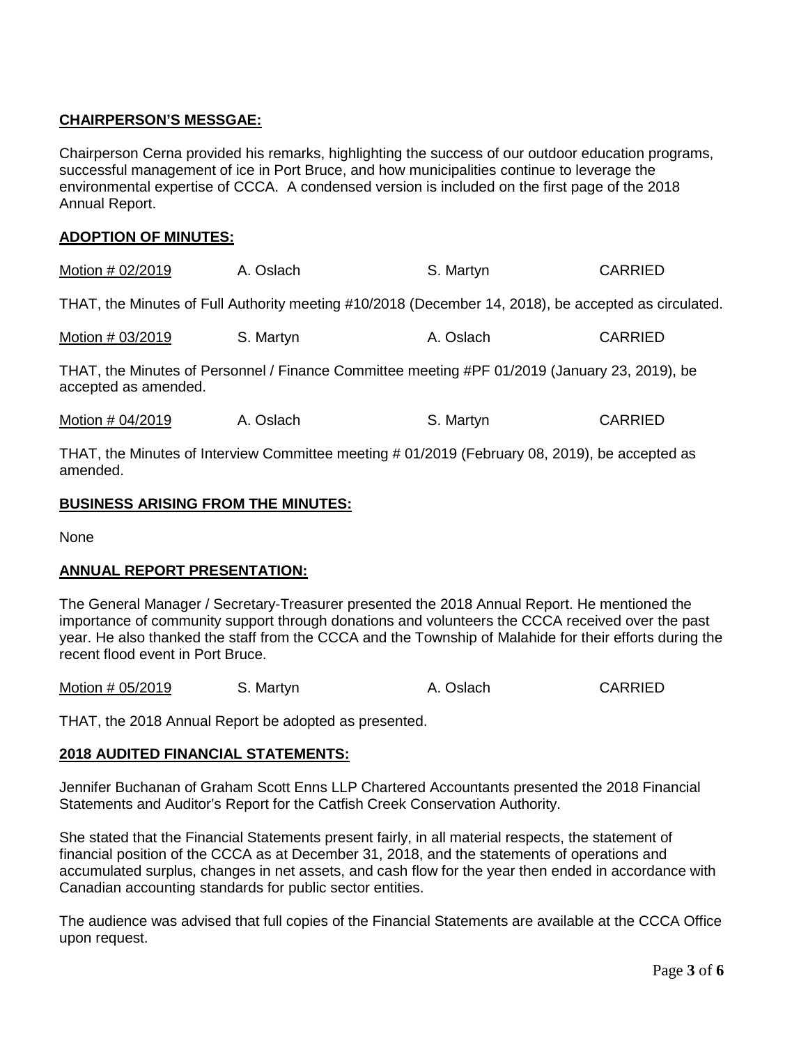**CHAIRPERSON'S MESSGAE:**

Chairperson Cerna provided his remarks, highlighting the success of our outdoor education programs, successful management of ice in Port Bruce, and how municipalities continue to leverage the environmental expertise of CCCA. A condensed version is included on the first page of the 2018 Annual Report.

**ADOPTION OF MINUTES:**

| Motion # 02/2019 | A. Oslach | S. Martyn | CARRIED |
|---|---|---|---|

THAT, the Minutes of Full Authority meeting #10/2018 (December 14, 2018), be accepted as circulated.

| Motion # 03/2019 | S. Martyn | A. Oslach | CARRIED |
|---|---|---|---|

THAT, the Minutes of Personnel / Finance Committee meeting #PF 01/2019 (January 23, 2019), be accepted as amended.

| Motion # 04/2019 | A. Oslach | S. Martyn | CARRIED |
|---|---|---|---|

THAT, the Minutes of Interview Committee meeting # 01/2019 (February 08, 2019), be accepted as amended.

**BUSINESS ARISING FROM THE MINUTES:**

None

**ANNUAL REPORT PRESENTATION:**

The General Manager / Secretary-Treasurer presented the 2018 Annual Report. He mentioned the importance of community support through donations and volunteers the CCCA received over the past year. He also thanked the staff from the CCCA and the Township of Malahide for their efforts during the recent flood event in Port Bruce.

| Motion # 05/2019 | S. Martyn | A. Oslach | CARRIED |
|---|---|---|---|

THAT, the 2018 Annual Report be adopted as presented.

**2018 AUDITED FINANCIAL STATEMENTS:**

Jennifer Buchanan of Graham Scott Enns LLP Chartered Accountants presented the 2018 Financial Statements and Auditor's Report for the Catfish Creek Conservation Authority.

She stated that the Financial Statements present fairly, in all material respects, the statement of financial position of the CCCA as at December 31, 2018, and the statements of operations and accumulated surplus, changes in net assets, and cash flow for the year then ended in accordance with Canadian accounting standards for public sector entities.

The audience was advised that full copies of the Financial Statements are available at the CCCA Office upon request.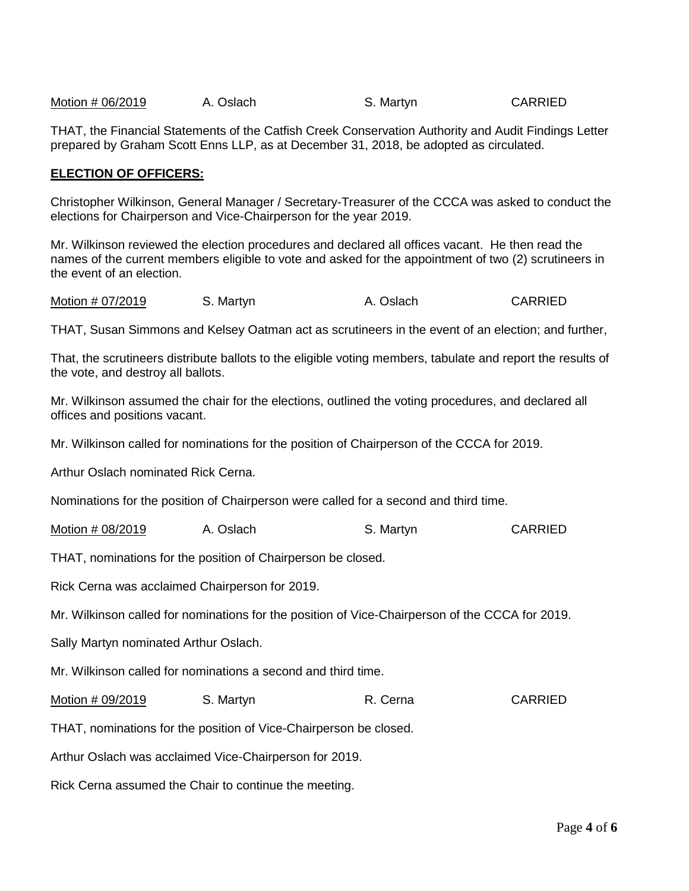Motion # 06/2019 A. Oslach S. Martyn CARRIED

THAT, the Financial Statements of the Catfish Creek Conservation Authority and Audit Findings Letter prepared by Graham Scott Enns LLP, as at December 31, 2018, be adopted as circulated.

## ELECTION OF OFFICERS:

Christopher Wilkinson, General Manager / Secretary-Treasurer of the CCCA was asked to conduct the elections for Chairperson and Vice-Chairperson for the year 2019.

Mr. Wilkinson reviewed the election procedures and declared all offices vacant. He then read the names of the current members eligible to vote and asked for the appointment of two (2) scrutineers in the event of an election.

Motion # 07/2019 S. Martyn A. Oslach CARRIED

THAT, Susan Simmons and Kelsey Oatman act as scrutineers in the event of an election; and further,

That, the scrutineers distribute ballots to the eligible voting members, tabulate and report the results of the vote, and destroy all ballots.

Mr. Wilkinson assumed the chair for the elections, outlined the voting procedures, and declared all offices and positions vacant.

Mr. Wilkinson called for nominations for the position of Chairperson of the CCCA for 2019.

Arthur Oslach nominated Rick Cerna.

Nominations for the position of Chairperson were called for a second and third time.

Motion # 08/2019 A. Oslach S. Martyn CARRIED

THAT, nominations for the position of Chairperson be closed.

Rick Cerna was acclaimed Chairperson for 2019.

Mr. Wilkinson called for nominations for the position of Vice-Chairperson of the CCCA for 2019.

Sally Martyn nominated Arthur Oslach.

Mr. Wilkinson called for nominations a second and third time.

Motion # 09/2019 S. Martyn R. Cerna CARRIED

THAT, nominations for the position of Vice-Chairperson be closed.

Arthur Oslach was acclaimed Vice-Chairperson for 2019.

Rick Cerna assumed the Chair to continue the meeting.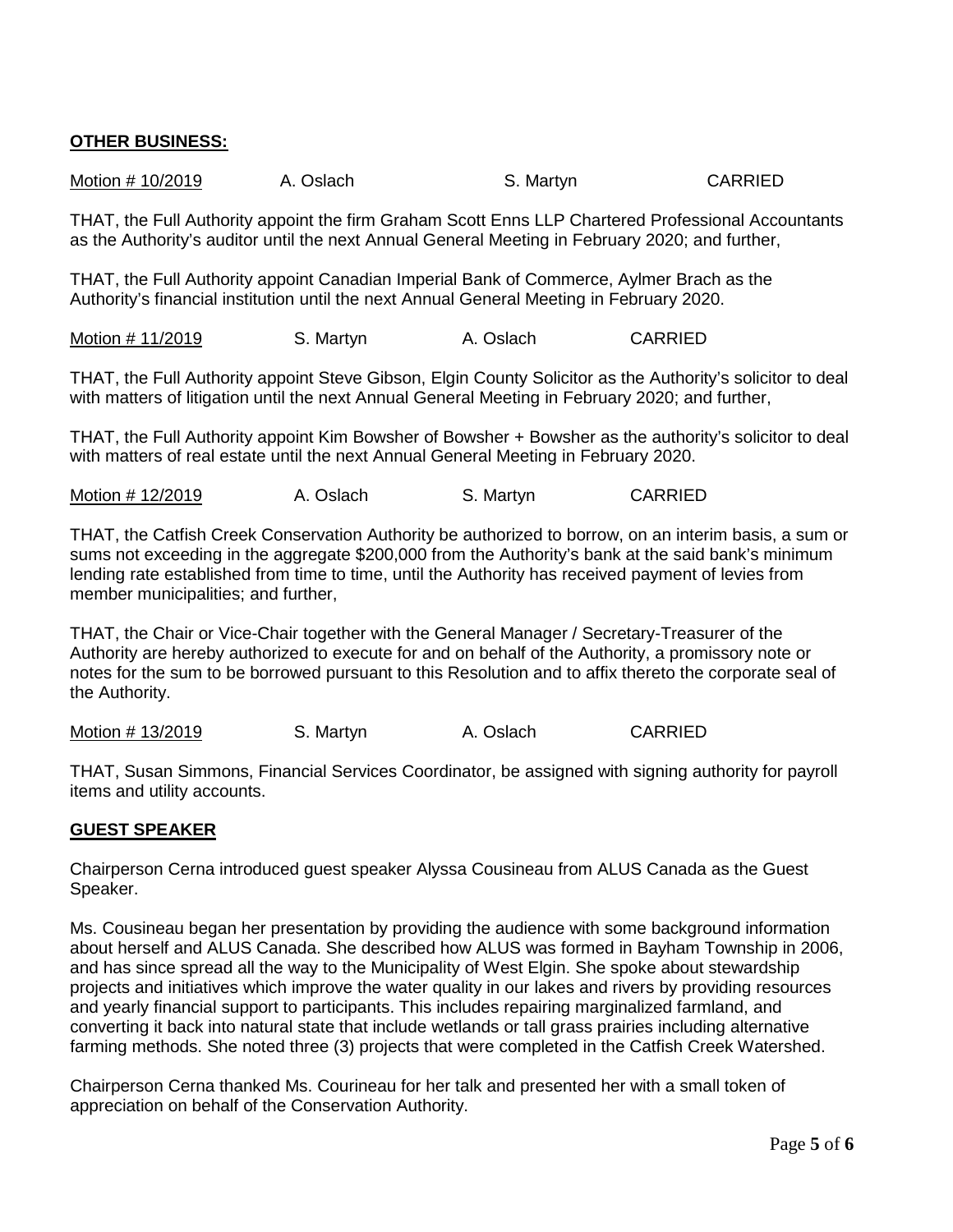**OTHER BUSINESS:**

Motion # 10/2019 A. Oslach S. Martyn CARRIED

THAT, the Full Authority appoint the firm Graham Scott Enns LLP Chartered Professional Accountants as the Authority's auditor until the next Annual General Meeting in February 2020; and further,

THAT, the Full Authority appoint Canadian Imperial Bank of Commerce, Aylmer Brach as the Authority's financial institution until the next Annual General Meeting in February 2020.

Motion # 11/2019 S. Martyn A. Oslach CARRIED

THAT, the Full Authority appoint Steve Gibson, Elgin County Solicitor as the Authority's solicitor to deal with matters of litigation until the next Annual General Meeting in February 2020; and further,

THAT, the Full Authority appoint Kim Bowsher of Bowsher + Bowsher as the authority's solicitor to deal with matters of real estate until the next Annual General Meeting in February 2020.

Motion # 12/2019 A. Oslach S. Martyn CARRIED

THAT, the Catfish Creek Conservation Authority be authorized to borrow, on an interim basis, a sum or sums not exceeding in the aggregate $200,000 from the Authority's bank at the said bank's minimum lending rate established from time to time, until the Authority has received payment of levies from member municipalities; and further,

THAT, the Chair or Vice-Chair together with the General Manager / Secretary-Treasurer of the Authority are hereby authorized to execute for and on behalf of the Authority, a promissory note or notes for the sum to be borrowed pursuant to this Resolution and to affix thereto the corporate seal of the Authority.

Motion # 13/2019 S. Martyn A. Oslach CARRIED

THAT, Susan Simmons, Financial Services Coordinator, be assigned with signing authority for payroll items and utility accounts.

**GUEST SPEAKER**

Chairperson Cerna introduced guest speaker Alyssa Cousineau from ALUS Canada as the Guest Speaker.

Ms. Cousineau began her presentation by providing the audience with some background information about herself and ALUS Canada. She described how ALUS was formed in Bayham Township in 2006, and has since spread all the way to the Municipality of West Elgin. She spoke about stewardship projects and initiatives which improve the water quality in our lakes and rivers by providing resources and yearly financial support to participants. This includes repairing marginalized farmland, and converting it back into natural state that include wetlands or tall grass prairies including alternative farming methods. She noted three (3) projects that were completed in the Catfish Creek Watershed.

Chairperson Cerna thanked Ms. Courineau for her talk and presented her with a small token of appreciation on behalf of the Conservation Authority.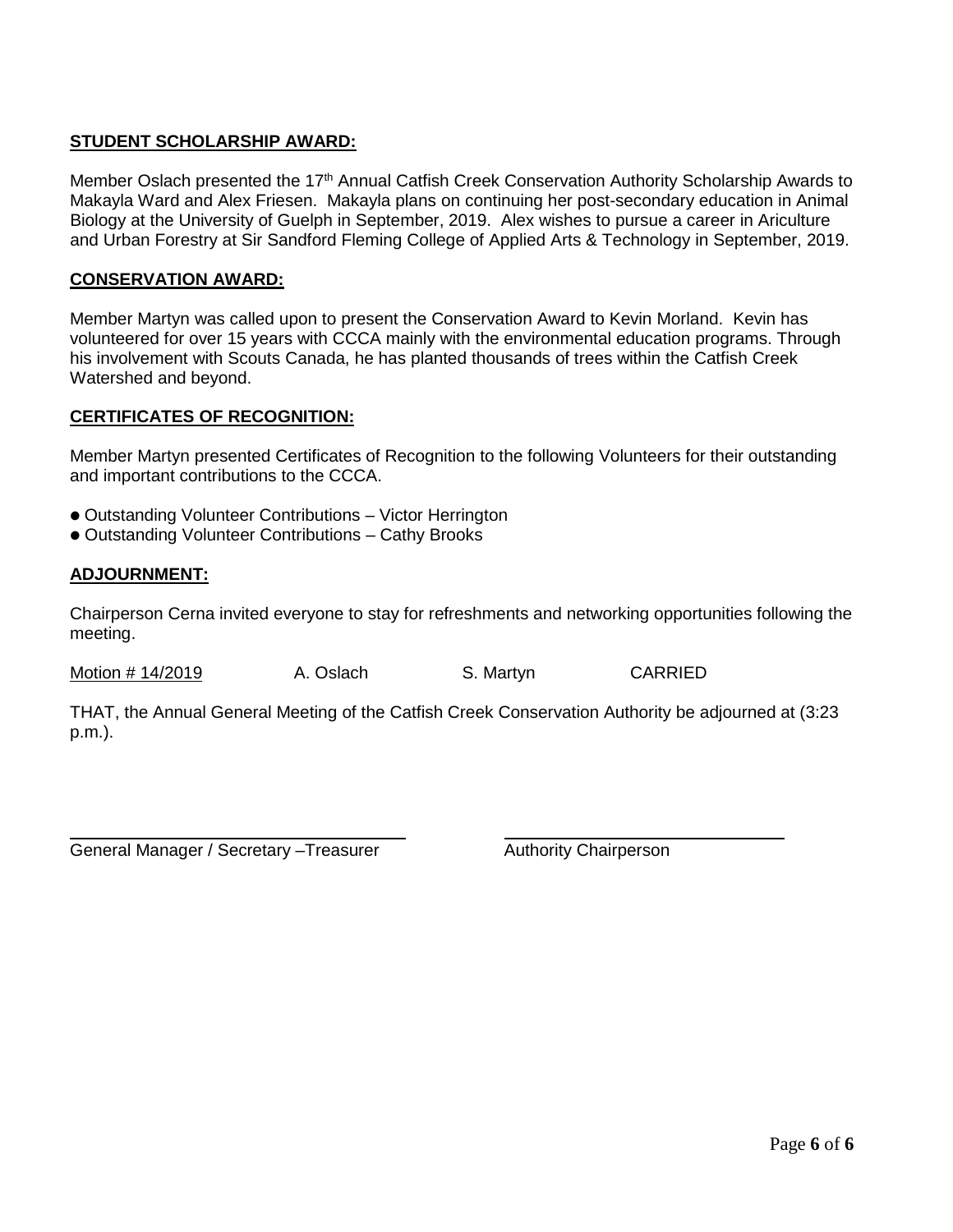**STUDENT SCHOLARSHIP AWARD:**

Member Oslach presented the 17th Annual Catfish Creek Conservation Authority Scholarship Awards to Makayla Ward and Alex Friesen. Makayla plans on continuing her post-secondary education in Animal Biology at the University of Guelph in September, 2019. Alex wishes to pursue a career in Ariculture and Urban Forestry at Sir Sandford Fleming College of Applied Arts & Technology in September, 2019.

**CONSERVATION AWARD:**

Member Martyn was called upon to present the Conservation Award to Kevin Morland. Kevin has volunteered for over 15 years with CCCA mainly with the environmental education programs. Through his involvement with Scouts Canada, he has planted thousands of trees within the Catfish Creek Watershed and beyond.

**CERTIFICATES OF RECOGNITION:**

Member Martyn presented Certificates of Recognition to the following Volunteers for their outstanding and important contributions to the CCCA.

- Outstanding Volunteer Contributions – Victor Herrington
- Outstanding Volunteer Contributions – Cathy Brooks

**ADJOURNMENT:**

Chairperson Cerna invited everyone to stay for refreshments and networking opportunities following the meeting.

Motion # 14/2019 A. Oslach S. Martyn CARRIED

THAT, the Annual General Meeting of the Catfish Creek Conservation Authority be adjourned at (3:23 p.m.).

General Manager / Secretary –Treasurer

Authority Chairperson